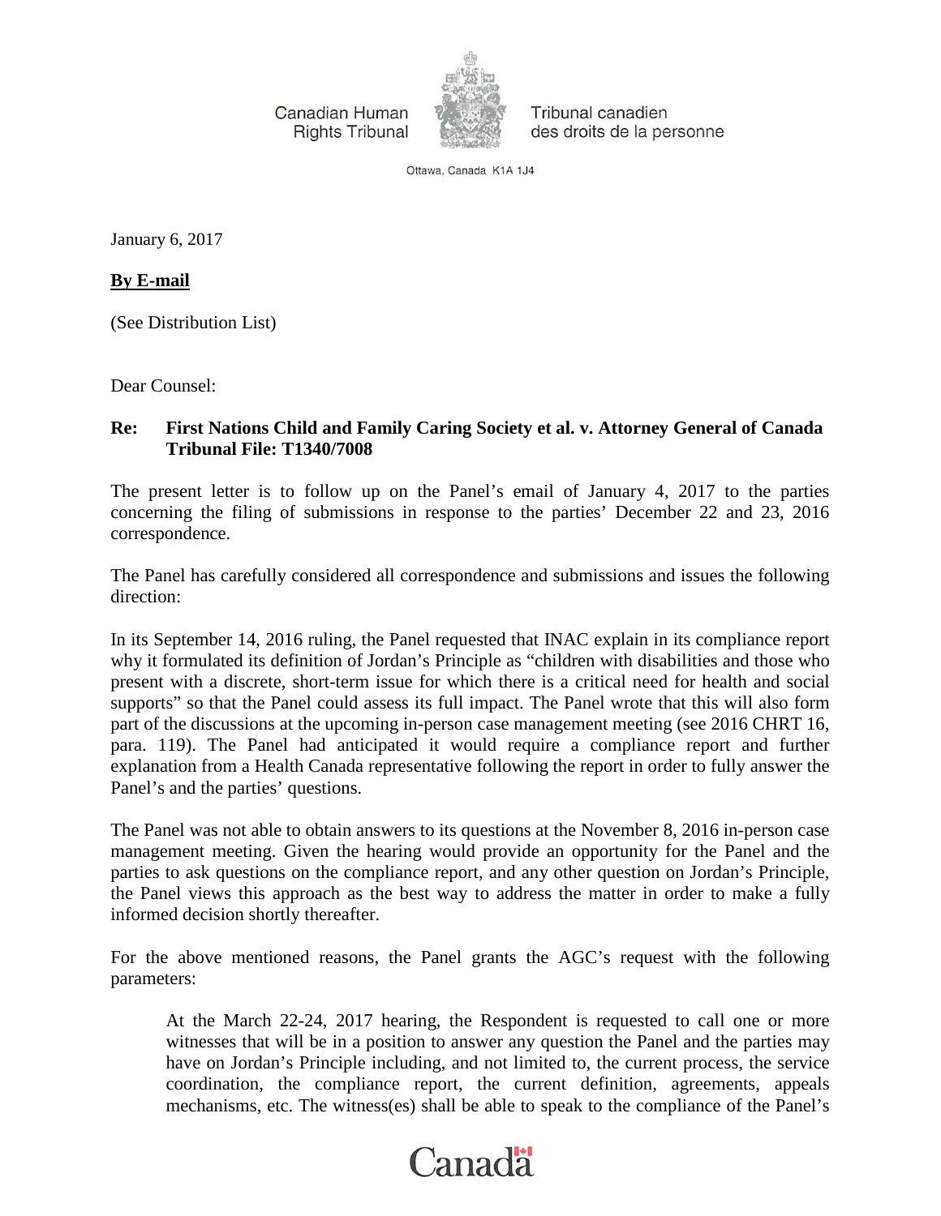Canadian Human Rights Tribunal

Tribunal canadien des droits de la personne

Ottawa, Canada K1A 1J4

January 6, 2017

**By E-mail**

(See Distribution List)

Dear Counsel:

**Re: First Nations Child and Family Caring Society et al. v. Attorney General of Canada**
**Tribunal File: T1340/7008**

The present letter is to follow up on the Panel's email of January 4, 2017 to the parties concerning the filing of submissions in response to the parties' December 22 and 23, 2016 correspondence.

The Panel has carefully considered all correspondence and submissions and issues the following direction:

In its September 14, 2016 ruling, the Panel requested that INAC explain in its compliance report why it formulated its definition of Jordan's Principle as "children with disabilities and those who present with a discrete, short-term issue for which there is a critical need for health and social supports" so that the Panel could assess its full impact. The Panel wrote that this will also form part of the discussions at the upcoming in-person case management meeting (see 2016 CHRT 16, para. 119). The Panel had anticipated it would require a compliance report and further explanation from a Health Canada representative following the report in order to fully answer the Panel's and the parties' questions.

The Panel was not able to obtain answers to its questions at the November 8, 2016 in-person case management meeting. Given the hearing would provide an opportunity for the Panel and the parties to ask questions on the compliance report, and any other question on Jordan's Principle, the Panel views this approach as the best way to address the matter in order to make a fully informed decision shortly thereafter.

For the above mentioned reasons, the Panel grants the AGC's request with the following parameters:

> At the March 22-24, 2017 hearing, the Respondent is requested to call one or more witnesses that will be in a position to answer any question the Panel and the parties may have on Jordan's Principle including, and not limited to, the current process, the service coordination, the compliance report, the current definition, agreements, appeals mechanisms, etc. The witness(es) shall be able to speak to the compliance of the Panel's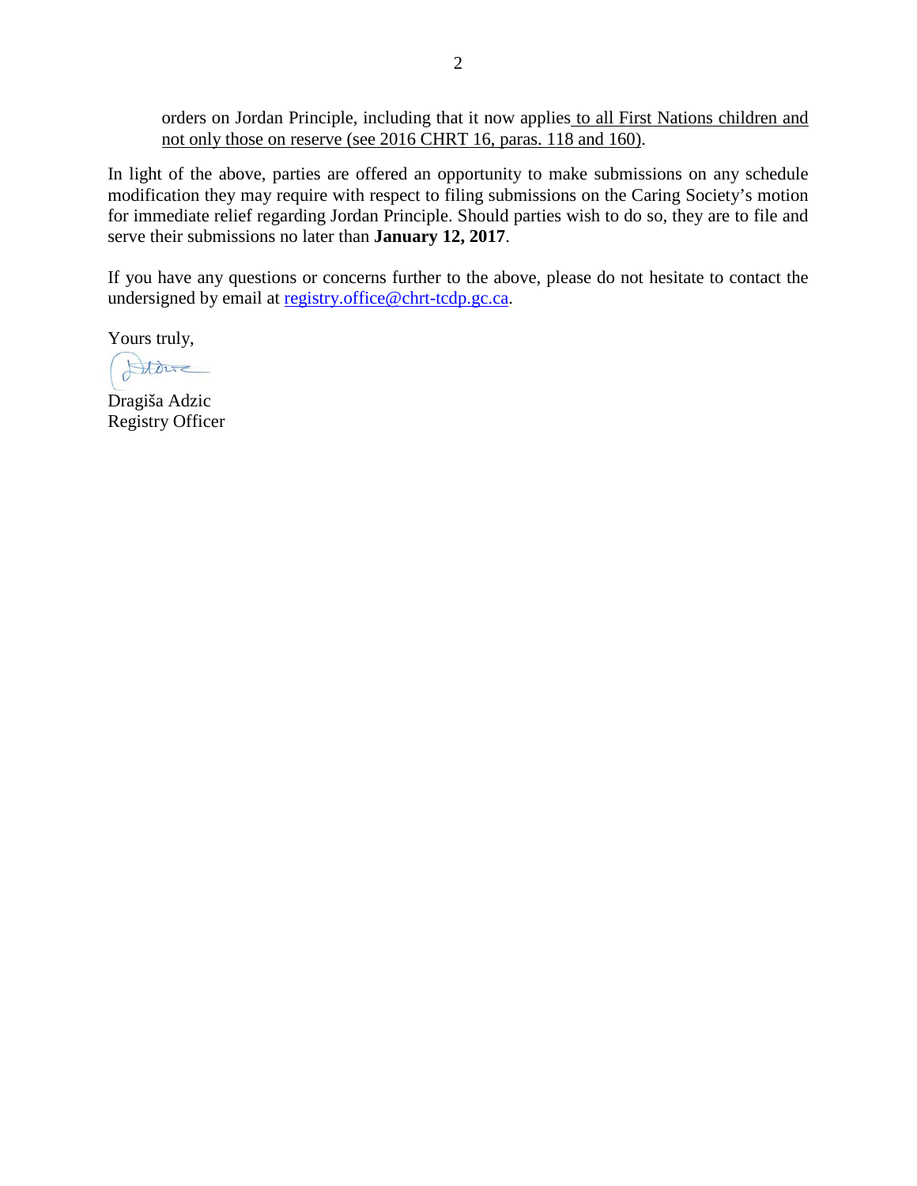orders on Jordan Principle, including that it now applies to all First Nations children and not only those on reserve (see 2016 CHRT 16, paras. 118 and 160).

In light of the above, parties are offered an opportunity to make submissions on any schedule modification they may require with respect to filing submissions on the Caring Society's motion for immediate relief regarding Jordan Principle. Should parties wish to do so, they are to file and serve their submissions no later than **January 12, 2017**.

If you have any questions or concerns further to the above, please do not hesitate to contact the undersigned by email at registry.office@chrt-tcdp.gc.ca.

Yours truly,

Dragiša Adzic
Registry Officer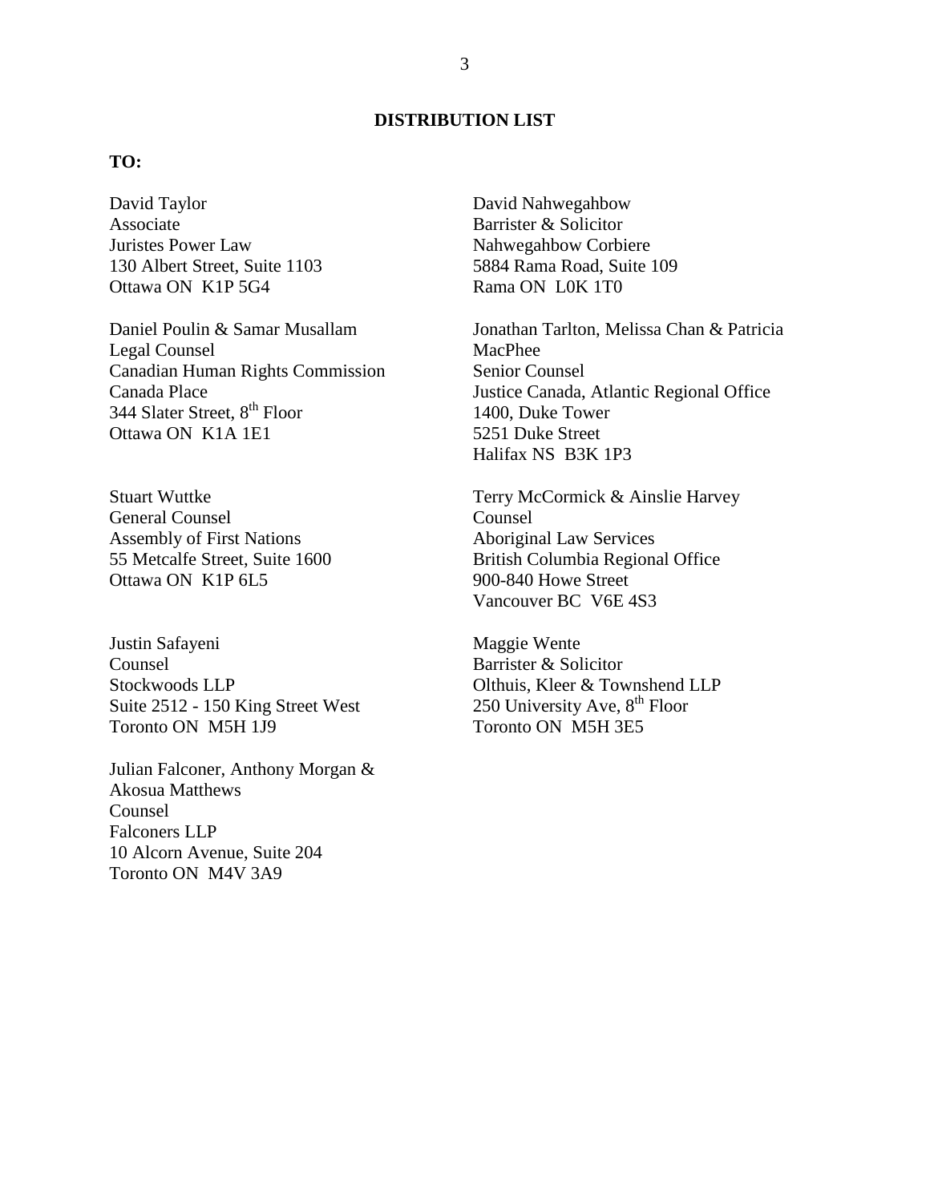**DISTRIBUTION LIST**

**TO:**

David Taylor
Associate
Juristes Power Law
130 Albert Street, Suite 1103
Ottawa ON K1P 5G4

Daniel Poulin & Samar Musallam
Legal Counsel
Canadian Human Rights Commission
Canada Place
344 Slater Street, 8th Floor
Ottawa ON K1A 1E1

Stuart Wuttke
General Counsel
Assembly of First Nations
55 Metcalfe Street, Suite 1600
Ottawa ON K1P 6L5

Justin Safayeni
Counsel
Stockwoods LLP
Suite 2512 - 150 King Street West
Toronto ON M5H 1J9

Julian Falconer, Anthony Morgan & Akosua Matthews
Counsel
Falconers LLP
10 Alcorn Avenue, Suite 204
Toronto ON M4V 3A9

David Nahwegahbow
Barrister & Solicitor
Nahwegahbow Corbiere
5884 Rama Road, Suite 109
Rama ON L0K 1T0

Jonathan Tarlton, Melissa Chan & Patricia MacPhee
Senior Counsel
Justice Canada, Atlantic Regional Office
1400, Duke Tower
5251 Duke Street
Halifax NS B3K 1P3

Terry McCormick & Ainslie Harvey
Counsel
Aboriginal Law Services
British Columbia Regional Office
900-840 Howe Street
Vancouver BC V6E 4S3

Maggie Wente
Barrister & Solicitor
Olthuis, Kleer & Townshend LLP
250 University Ave, 8th Floor
Toronto ON M5H 3E5